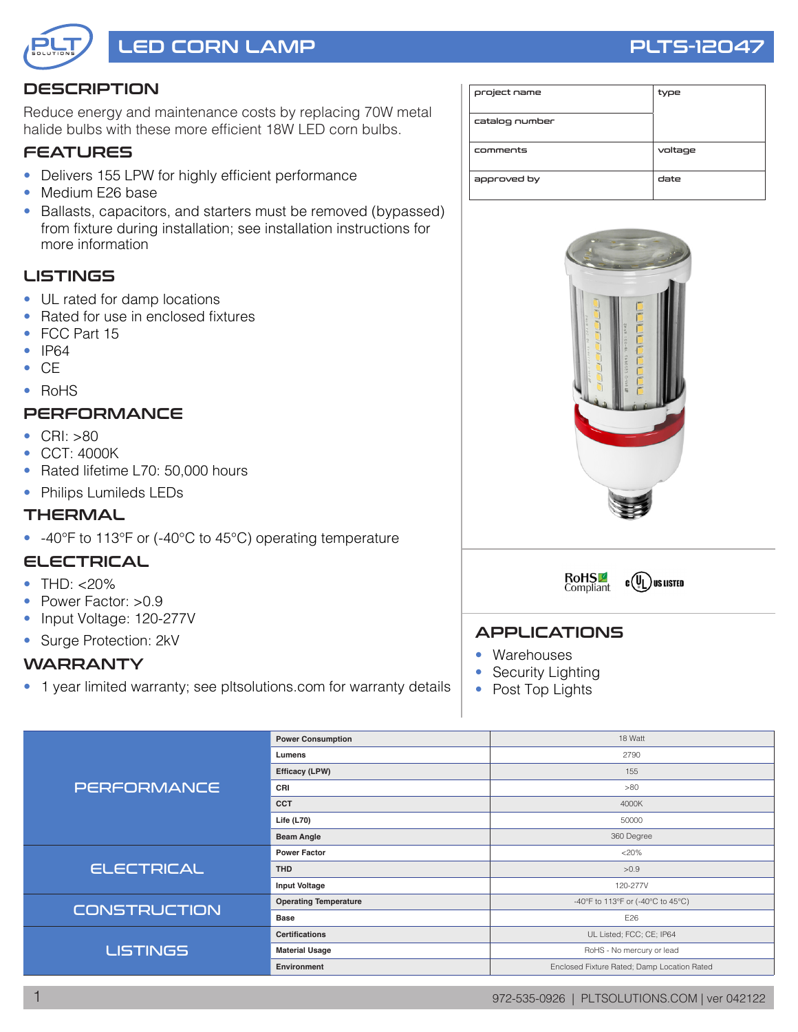# LED CORN LAMP

# PLTS-12047

## DESCRIPTION

Reduce energy and maintenance costs by replacing 70W metal halide bulbs with these more efficient 18W LED corn bulbs.

## FEATURES

- Delivers 155 LPW for highly efficient performance
- Medium E26 base
- Ballasts, capacitors, and starters must be removed (bypassed) from fixture during installation; see installation instructions for more information

## LISTINGS

- UL rated for damp locations
- Rated for use in enclosed fixtures
- FCC Part 15
- IP64
- CE
- RoHS

## PERFORMANCE

- CRI: >80
- CCT: 4000K
- Rated lifetime L70: 50,000 hours
- Philips Lumileds LEDs

## THERMAL

- -40°F to 113°F or (-40°C to 45°C) operating temperature

## ELECTRICAL

- THD: <20%
- Power Factor: >0.9
- Input Voltage: 120-277V
- Surge Protection: 2kV

## WARRANTY

- 1 year limited warranty; see pltsolutions.com for warranty details

| project name | type |
|---|---|
| catalog number | |
| comments | voltage |
| approved by | date |

RoHS Compliant    c UL US LISTED

## APPLICATIONS

- Warehouses
- Security Lighting
- Post Top Lights

| | | |
|---|---|---|
| PERFORMANCE | Power Consumption | 18 Watt |
| | Lumens | 2790 |
| | Efficacy (LPW) | 155 |
| | CRI | >80 |
| | CCT | 4000K |
| | Life (L70) | 50000 |
| | Beam Angle | 360 Degree |
| ELECTRICAL | Power Factor | <20% |
| | THD | >0.9 |
| | Input Voltage | 120-277V |
| CONSTRUCTION | Operating Temperature | -40°F to 113°F or (-40°C to 45°C) |
| | Base | E26 |
| LISTINGS | Certifications | UL Listed; FCC; CE; IP64 |
| | Material Usage | RoHS - No mercury or lead |
| | Environment | Enclosed Fixture Rated; Damp Location Rated |

972-535-0926 | PLTSOLUTIONS.COM | ver 042122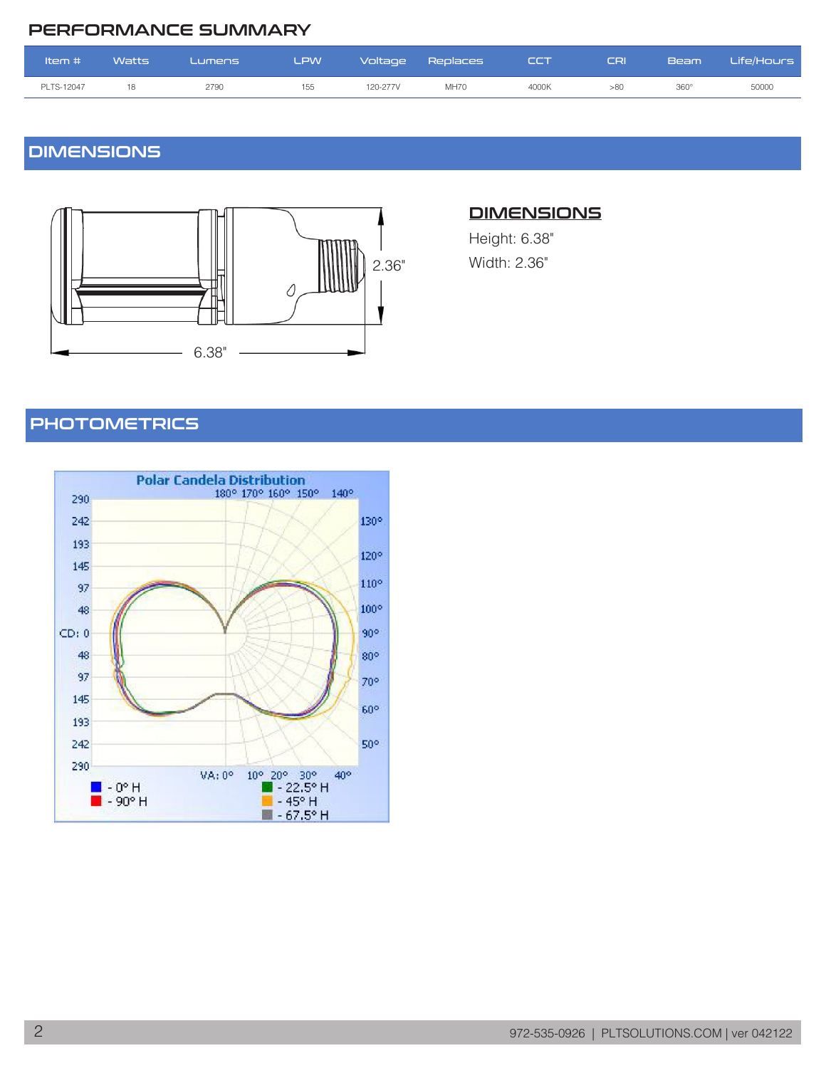## PERFORMANCE SUMMARY

| Item # | Watts | Lumens | LPW | Voltage | Replaces | CCT | CRI | Beam | Life/Hours |
|---|---|---|---|---|---|---|---|---|---|
| PLTS-12047 | 18 | 2790 | 155 | 120-277V | MH70 | 4000K | >80 | 360° | 50000 |

## DIMENSIONS

2.36"

6.38"

### DIMENSIONS

Height: 6.38"

Width: 2.36"

## PHOTOMETRICS

Polar Candela Distribution

180° 170° 160° 150° 140°

290
242
193
145
97
48
CD: 0
48
97
145
193
242
290

130°
120°
110°
100°
90°
80°
70°
60°
50°

VA: 0° 10° 20° 30° 40°

- 0° H
- 90° H
- 22.5° H
- 45° H
- 67.5° H